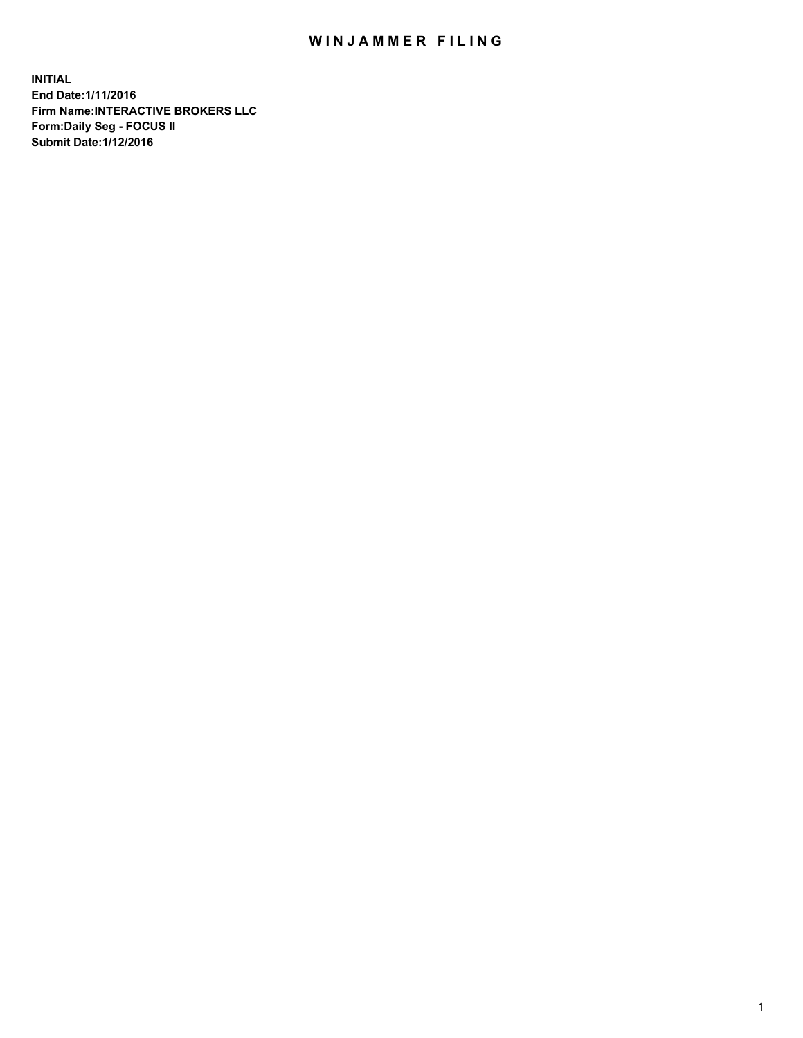# WINJAMMER FILING

**INITIAL**
**End Date:1/11/2016**
**Firm Name:INTERACTIVE BROKERS LLC**
**Form:Daily Seg - FOCUS II**
**Submit Date:1/12/2016**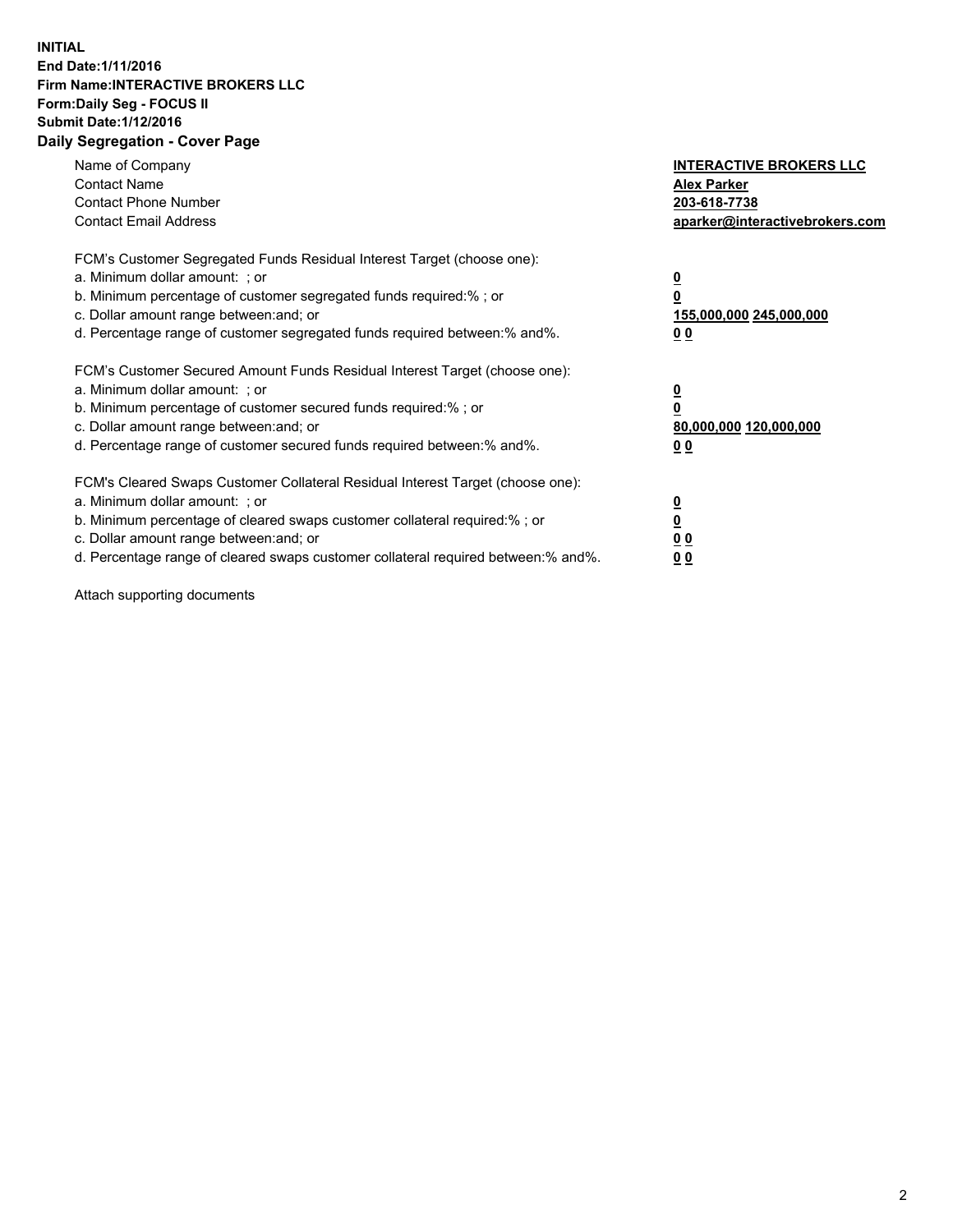**INITIAL**
**End Date:1/11/2016**
**Firm Name:INTERACTIVE BROKERS LLC**
**Form:Daily Seg - FOCUS II**
**Submit Date:1/12/2016**

## Daily Segregation - Cover Page

| | |
|---|---|
| Name of Company | **INTERACTIVE BROKERS LLC** |
| Contact Name | **Alex Parker** |
| Contact Phone Number | **203-618-7738** |
| Contact Email Address | **aparker@interactivebrokers.com** |

FCM's Customer Segregated Funds Residual Interest Target (choose one):

| | |
|---|---|
| a. Minimum dollar amount: ; or | **0** |
| b. Minimum percentage of customer segregated funds required:% ; or | **0** |
| c. Dollar amount range between:and; or | **155,000,000 245,000,000** |
| d. Percentage range of customer segregated funds required between:% and%. | **0 0** |

FCM's Customer Secured Amount Funds Residual Interest Target (choose one):

| | |
|---|---|
| a. Minimum dollar amount: ; or | **0** |
| b. Minimum percentage of customer secured funds required:% ; or | **0** |
| c. Dollar amount range between:and; or | **80,000,000 120,000,000** |
| d. Percentage range of customer secured funds required between:% and%. | **0 0** |

FCM's Cleared Swaps Customer Collateral Residual Interest Target (choose one):

| | |
|---|---|
| a. Minimum dollar amount: ; or | **0** |
| b. Minimum percentage of cleared swaps customer collateral required:% ; or | **0** |
| c. Dollar amount range between:and; or | **0 0** |
| d. Percentage range of cleared swaps customer collateral required between:% and%. | **0 0** |

Attach supporting documents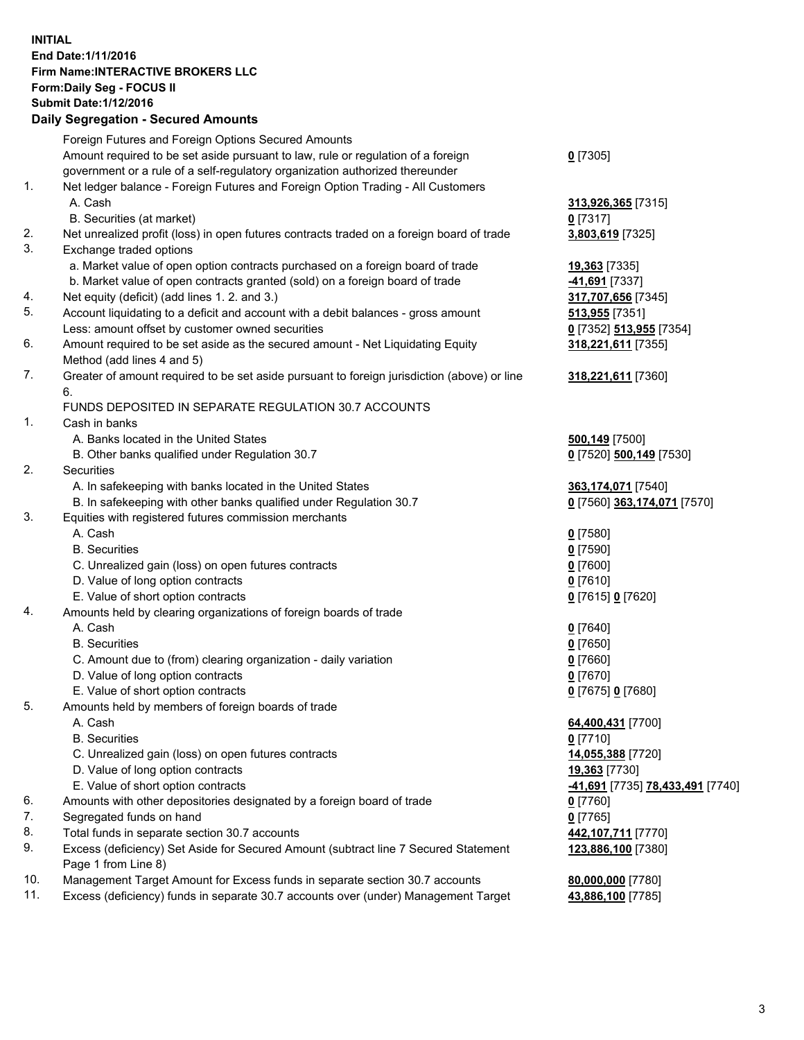**INITIAL**
**End Date:1/11/2016**
**Firm Name:INTERACTIVE BROKERS LLC**
**Form:Daily Seg - FOCUS II**
**Submit Date:1/12/2016**
**Daily Segregation - Secured Amounts**

| | | |
|---|---|---|
| | Foreign Futures and Foreign Options Secured Amounts | |
| | Amount required to be set aside pursuant to law, rule or regulation of a foreign government or a rule of a self-regulatory organization authorized thereunder | **0** [7305] |
| 1. | Net ledger balance - Foreign Futures and Foreign Option Trading - All Customers | |
| | A. Cash | **313,926,365** [7315] |
| | B. Securities (at market) | **0** [7317] |
| 2. | Net unrealized profit (loss) in open futures contracts traded on a foreign board of trade | **3,803,619** [7325] |
| 3. | Exchange traded options | |
| | a. Market value of open option contracts purchased on a foreign board of trade | **19,363** [7335] |
| | b. Market value of open contracts granted (sold) on a foreign board of trade | **-41,691** [7337] |
| 4. | Net equity (deficit) (add lines 1. 2. and 3.) | **317,707,656** [7345] |
| 5. | Account liquidating to a deficit and account with a debit balances - gross amount | **513,955** [7351] |
| | Less: amount offset by customer owned securities | **0** [7352] **513,955** [7354] |
| 6. | Amount required to be set aside as the secured amount - Net Liquidating Equity Method (add lines 4 and 5) | **318,221,611** [7355] |
| 7. | Greater of amount required to be set aside pursuant to foreign jurisdiction (above) or line 6. | **318,221,611** [7360] |
| | FUNDS DEPOSITED IN SEPARATE REGULATION 30.7 ACCOUNTS | |
| 1. | Cash in banks | |
| | A. Banks located in the United States | **500,149** [7500] |
| | B. Other banks qualified under Regulation 30.7 | **0** [7520] **500,149** [7530] |
| 2. | Securities | |
| | A. In safekeeping with banks located in the United States | **363,174,071** [7540] |
| | B. In safekeeping with other banks qualified under Regulation 30.7 | **0** [7560] **363,174,071** [7570] |
| 3. | Equities with registered futures commission merchants | |
| | A. Cash | **0** [7580] |
| | B. Securities | **0** [7590] |
| | C. Unrealized gain (loss) on open futures contracts | **0** [7600] |
| | D. Value of long option contracts | **0** [7610] |
| | E. Value of short option contracts | **0** [7615] **0** [7620] |
| 4. | Amounts held by clearing organizations of foreign boards of trade | |
| | A. Cash | **0** [7640] |
| | B. Securities | **0** [7650] |
| | C. Amount due to (from) clearing organization - daily variation | **0** [7660] |
| | D. Value of long option contracts | **0** [7670] |
| | E. Value of short option contracts | **0** [7675] **0** [7680] |
| 5. | Amounts held by members of foreign boards of trade | |
| | A. Cash | **64,400,431** [7700] |
| | B. Securities | **0** [7710] |
| | C. Unrealized gain (loss) on open futures contracts | **14,055,388** [7720] |
| | D. Value of long option contracts | **19,363** [7730] |
| | E. Value of short option contracts | **-41,691** [7735] **78,433,491** [7740] |
| 6. | Amounts with other depositories designated by a foreign board of trade | **0** [7760] |
| 7. | Segregated funds on hand | **0** [7765] |
| 8. | Total funds in separate section 30.7 accounts | **442,107,711** [7770] |
| 9. | Excess (deficiency) Set Aside for Secured Amount (subtract line 7 Secured Statement Page 1 from Line 8) | **123,886,100** [7380] |
| 10. | Management Target Amount for Excess funds in separate section 30.7 accounts | **80,000,000** [7780] |
| 11. | Excess (deficiency) funds in separate 30.7 accounts over (under) Management Target | **43,886,100** [7785] |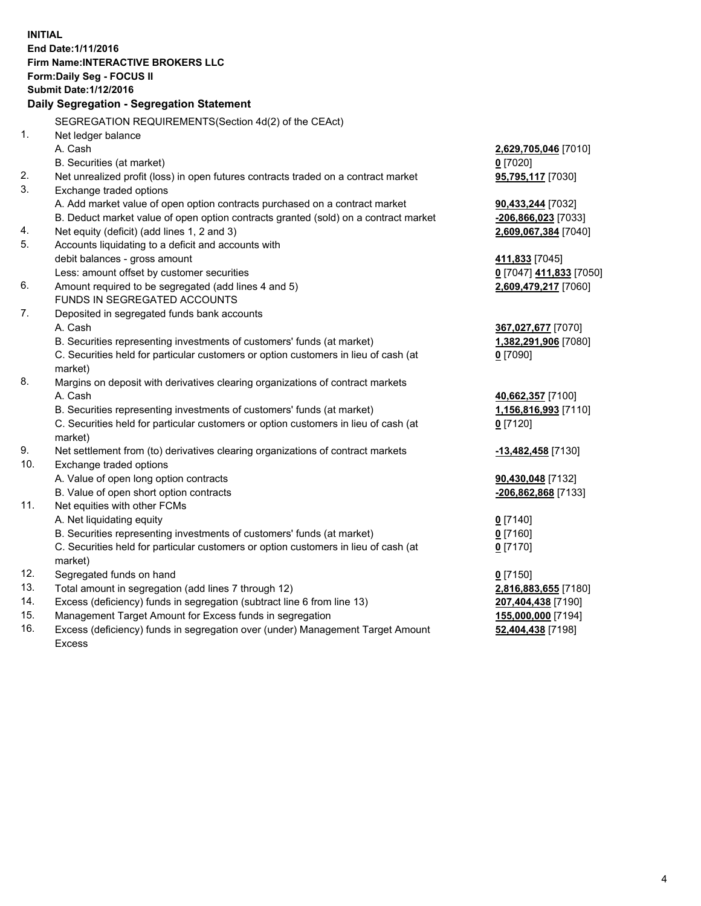**INITIAL**
**End Date:1/11/2016**
**Firm Name:INTERACTIVE BROKERS LLC**
**Form:Daily Seg - FOCUS II**
**Submit Date:1/12/2016**

## Daily Segregation - Segregation Statement

SEGREGATION REQUIREMENTS(Section 4d(2) of the CEAct)

| | | |
|---|---|---|
| 1. | Net ledger balance | |
| | A. Cash | **2,629,705,046** [7010] |
| | B. Securities (at market) | **0** [7020] |
| 2. | Net unrealized profit (loss) in open futures contracts traded on a contract market | **95,795,117** [7030] |
| 3. | Exchange traded options | |
| | A. Add market value of open option contracts purchased on a contract market | **90,433,244** [7032] |
| | B. Deduct market value of open option contracts granted (sold) on a contract market | **-206,866,023** [7033] |
| 4. | Net equity (deficit) (add lines 1, 2 and 3) | **2,609,067,384** [7040] |
| 5. | Accounts liquidating to a deficit and accounts with | |
| | debit balances - gross amount | **411,833** [7045] |
| | Less: amount offset by customer securities | **0** [7047] **411,833** [7050] |
| 6. | Amount required to be segregated (add lines 4 and 5) | **2,609,479,217** [7060] |
| | FUNDS IN SEGREGATED ACCOUNTS | |
| 7. | Deposited in segregated funds bank accounts | |
| | A. Cash | **367,027,677** [7070] |
| | B. Securities representing investments of customers' funds (at market) | **1,382,291,906** [7080] |
| | C. Securities held for particular customers or option customers in lieu of cash (at market) | **0** [7090] |
| 8. | Margins on deposit with derivatives clearing organizations of contract markets | |
| | A. Cash | **40,662,357** [7100] |
| | B. Securities representing investments of customers' funds (at market) | **1,156,816,993** [7110] |
| | C. Securities held for particular customers or option customers in lieu of cash (at market) | **0** [7120] |
| 9. | Net settlement from (to) derivatives clearing organizations of contract markets | **-13,482,458** [7130] |
| 10. | Exchange traded options | |
| | A. Value of open long option contracts | **90,430,048** [7132] |
| | B. Value of open short option contracts | **-206,862,868** [7133] |
| 11. | Net equities with other FCMs | |
| | A. Net liquidating equity | **0** [7140] |
| | B. Securities representing investments of customers' funds (at market) | **0** [7160] |
| | C. Securities held for particular customers or option customers in lieu of cash (at market) | **0** [7170] |
| 12. | Segregated funds on hand | **0** [7150] |
| 13. | Total amount in segregation (add lines 7 through 12) | **2,816,883,655** [7180] |
| 14. | Excess (deficiency) funds in segregation (subtract line 6 from line 13) | **207,404,438** [7190] |
| 15. | Management Target Amount for Excess funds in segregation | **155,000,000** [7194] |
| 16. | Excess (deficiency) funds in segregation over (under) Management Target Amount Excess | **52,404,438** [7198] |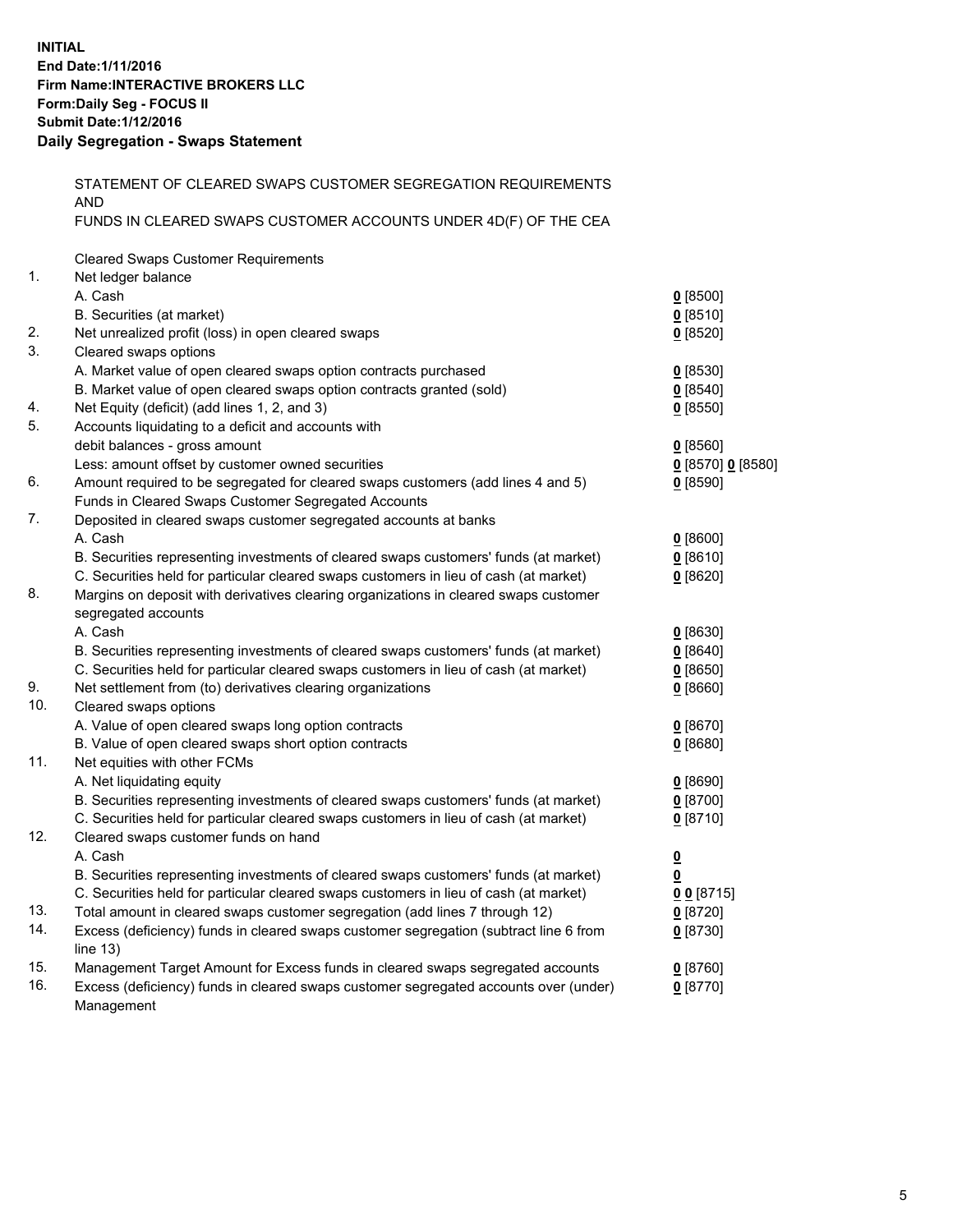**INITIAL**
**End Date:1/11/2016**
**Firm Name:INTERACTIVE BROKERS LLC**
**Form:Daily Seg - FOCUS II**
**Submit Date:1/12/2016**
**Daily Segregation - Swaps Statement**

STATEMENT OF CLEARED SWAPS CUSTOMER SEGREGATION REQUIREMENTS AND FUNDS IN CLEARED SWAPS CUSTOMER ACCOUNTS UNDER 4D(F) OF THE CEA

| | | |
|---|---|---|
| | Cleared Swaps Customer Requirements | |
| 1. | Net ledger balance | |
| | A. Cash | 0 [8500] |
| | B. Securities (at market) | 0 [8510] |
| 2. | Net unrealized profit (loss) in open cleared swaps | 0 [8520] |
| 3. | Cleared swaps options | |
| | A. Market value of open cleared swaps option contracts purchased | 0 [8530] |
| | B. Market value of open cleared swaps option contracts granted (sold) | 0 [8540] |
| 4. | Net Equity (deficit) (add lines 1, 2, and 3) | 0 [8550] |
| 5. | Accounts liquidating to a deficit and accounts with debit balances - gross amount | 0 [8560] |
| | Less: amount offset by customer owned securities | 0 [8570] 0 [8580] |
| 6. | Amount required to be segregated for cleared swaps customers (add lines 4 and 5) | 0 [8590] |
| | Funds in Cleared Swaps Customer Segregated Accounts | |
| 7. | Deposited in cleared swaps customer segregated accounts at banks | |
| | A. Cash | 0 [8600] |
| | B. Securities representing investments of cleared swaps customers' funds (at market) | 0 [8610] |
| | C. Securities held for particular cleared swaps customers in lieu of cash (at market) | 0 [8620] |
| 8. | Margins on deposit with derivatives clearing organizations in cleared swaps customer segregated accounts | |
| | A. Cash | 0 [8630] |
| | B. Securities representing investments of cleared swaps customers' funds (at market) | 0 [8640] |
| | C. Securities held for particular cleared swaps customers in lieu of cash (at market) | 0 [8650] |
| 9. | Net settlement from (to) derivatives clearing organizations | 0 [8660] |
| 10. | Cleared swaps options | |
| | A. Value of open cleared swaps long option contracts | 0 [8670] |
| | B. Value of open cleared swaps short option contracts | 0 [8680] |
| 11. | Net equities with other FCMs | |
| | A. Net liquidating equity | 0 [8690] |
| | B. Securities representing investments of cleared swaps customers' funds (at market) | 0 [8700] |
| | C. Securities held for particular cleared swaps customers in lieu of cash (at market) | 0 [8710] |
| 12. | Cleared swaps customer funds on hand | |
| | A. Cash | 0 |
| | B. Securities representing investments of cleared swaps customers' funds (at market) | 0 |
| | C. Securities held for particular cleared swaps customers in lieu of cash (at market) | 0 0 [8715] |
| 13. | Total amount in cleared swaps customer segregation (add lines 7 through 12) | 0 [8720] |
| 14. | Excess (deficiency) funds in cleared swaps customer segregation (subtract line 6 from line 13) | 0 [8730] |
| 15. | Management Target Amount for Excess funds in cleared swaps segregated accounts | 0 [8760] |
| 16. | Excess (deficiency) funds in cleared swaps customer segregated accounts over (under) Management | 0 [8770] |